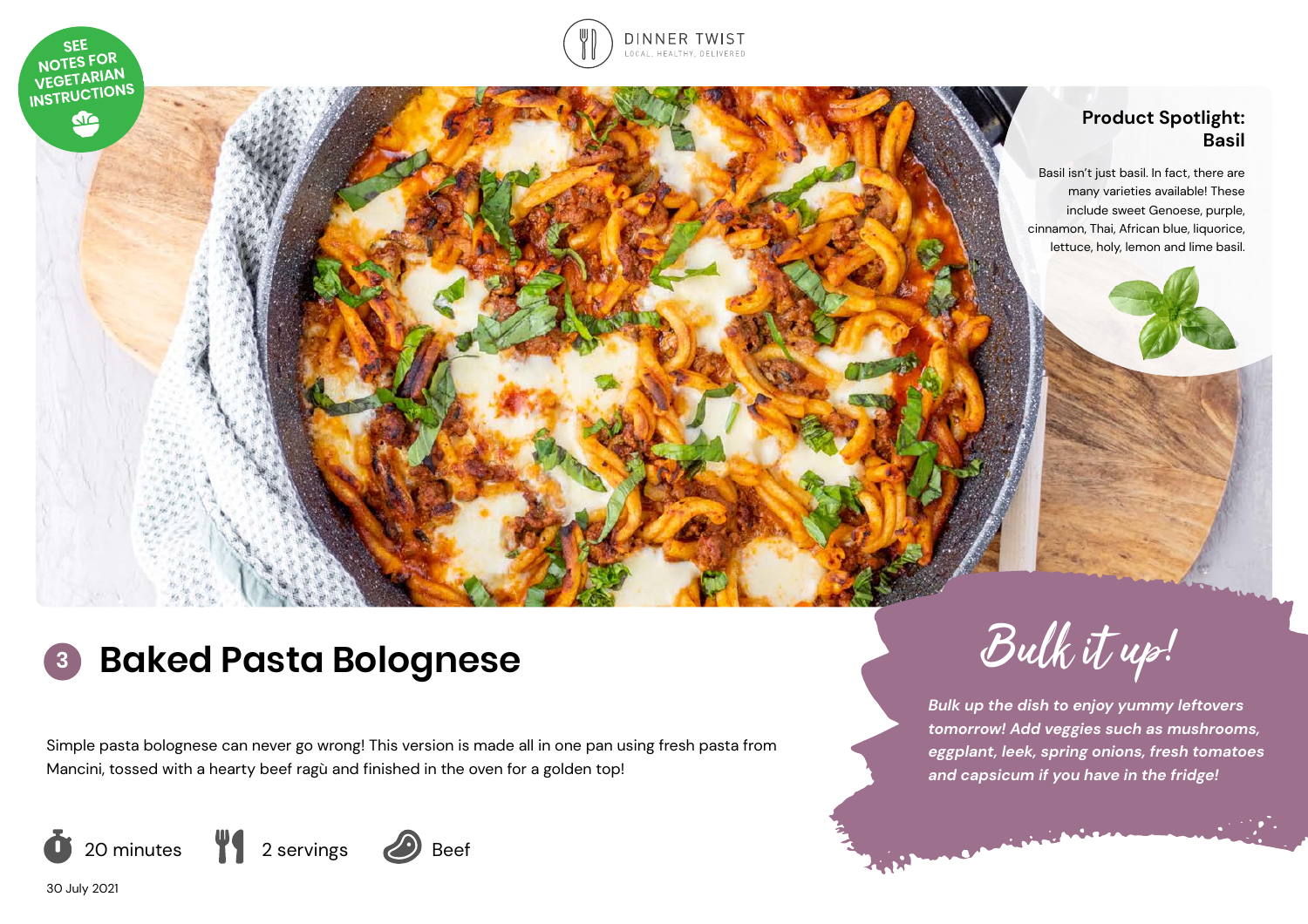SEE NOTES FOR VEGETARIAN INSTRUCTIONS

DINNER TWIST
LOCAL, HEALTHY, DELIVERED

## Product Spotlight: Basil

Basil isn't just basil. In fact, there are many varieties available! These include sweet Genoese, purple, cinnamon, Thai, African blue, liquorice, lettuce, holy, lemon and lime basil.

# 3 Baked Pasta Bolognese

Simple pasta bolognese can never go wrong! This version is made all in one pan using fresh pasta from Mancini, tossed with a hearty beef ragù and finished in the oven for a golden top!

20 minutes | 2 servings | Beef

30 July 2021

## Bulk it up!

*Bulk up the dish to enjoy yummy leftovers tomorrow! Add veggies such as mushrooms, eggplant, leek, spring onions, fresh tomatoes and capsicum if you have in the fridge!*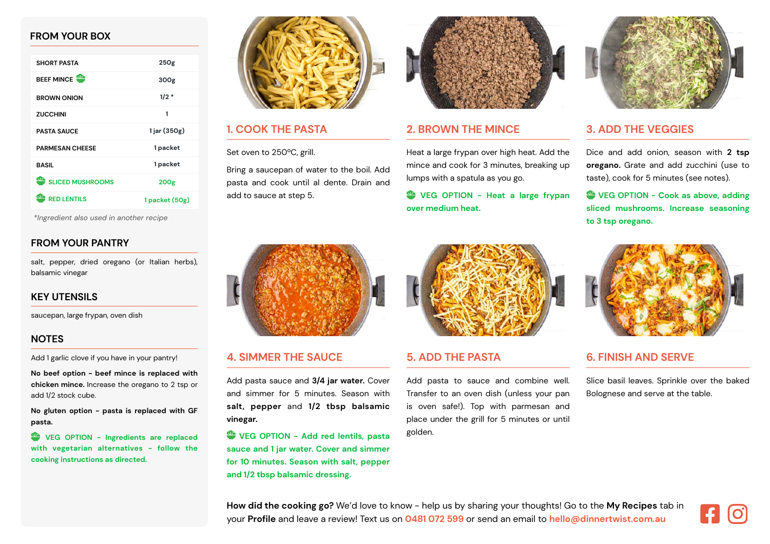## FROM YOUR BOX

| | |
|---|---|
| SHORT PASTA | 250g |
| BEEF MINCE | 300g |
| BROWN ONION | 1/2 * |
| ZUCCHINI | 1 |
| PASTA SAUCE | 1 jar (350g) |
| PARMESAN CHEESE | 1 packet |
| BASIL | 1 packet |
| SLICED MUSHROOMS | 200g |
| RED LENTILS | 1 packet (50g) |

*\*Ingredient also used in another recipe*

## FROM YOUR PANTRY

salt, pepper, dried oregano (or Italian herbs), balsamic vinegar

## KEY UTENSILS

saucepan, large frypan, oven dish

## NOTES

Add 1 garlic clove if you have in your pantry!

**No beef option - beef mince is replaced with chicken mince.** Increase the oregano to 2 tsp or add 1/2 stock cube.

**No gluten option - pasta is replaced with GF pasta.**

**VEG OPTION - Ingredients are replaced with vegetarian alternatives - follow the cooking instructions as directed.**

## 1. COOK THE PASTA

Set oven to 250°C, grill.

Bring a saucepan of water to the boil. Add pasta and cook until al dente. Drain and add to sauce at step 5.

## 2. BROWN THE MINCE

Heat a large frypan over high heat. Add the mince and cook for 3 minutes, breaking up lumps with a spatula as you go.

**VEG OPTION - Heat a large frypan over medium heat.**

## 3. ADD THE VEGGIES

Dice and add onion, season with **2 tsp oregano.** Grate and add zucchini (use to taste), cook for 5 minutes (see notes).

**VEG OPTION - Cook as above, adding sliced mushrooms. Increase seasoning to 3 tsp oregano.**

## 4. SIMMER THE SAUCE

Add pasta sauce and **3/4 jar water.** Cover and simmer for 5 minutes. Season with **salt, pepper** and **1/2 tbsp balsamic vinegar.**

**VEG OPTION - Add red lentils, pasta sauce and 1 jar water. Cover and simmer for 10 minutes. Season with salt, pepper and 1/2 tbsp balsamic dressing.**

## 5. ADD THE PASTA

Add pasta to sauce and combine well. Transfer to an oven dish (unless your pan is oven safe!). Top with parmesan and place under the grill for 5 minutes or until golden.

## 6. FINISH AND SERVE

Slice basil leaves. Sprinkle over the baked Bolognese and serve at the table.

**How did the cooking go?** We'd love to know - help us by sharing your thoughts! Go to the **My Recipes** tab in your **Profile** and leave a review! Text us on 0481 072 599 or send an email to hello@dinnertwist.com.au